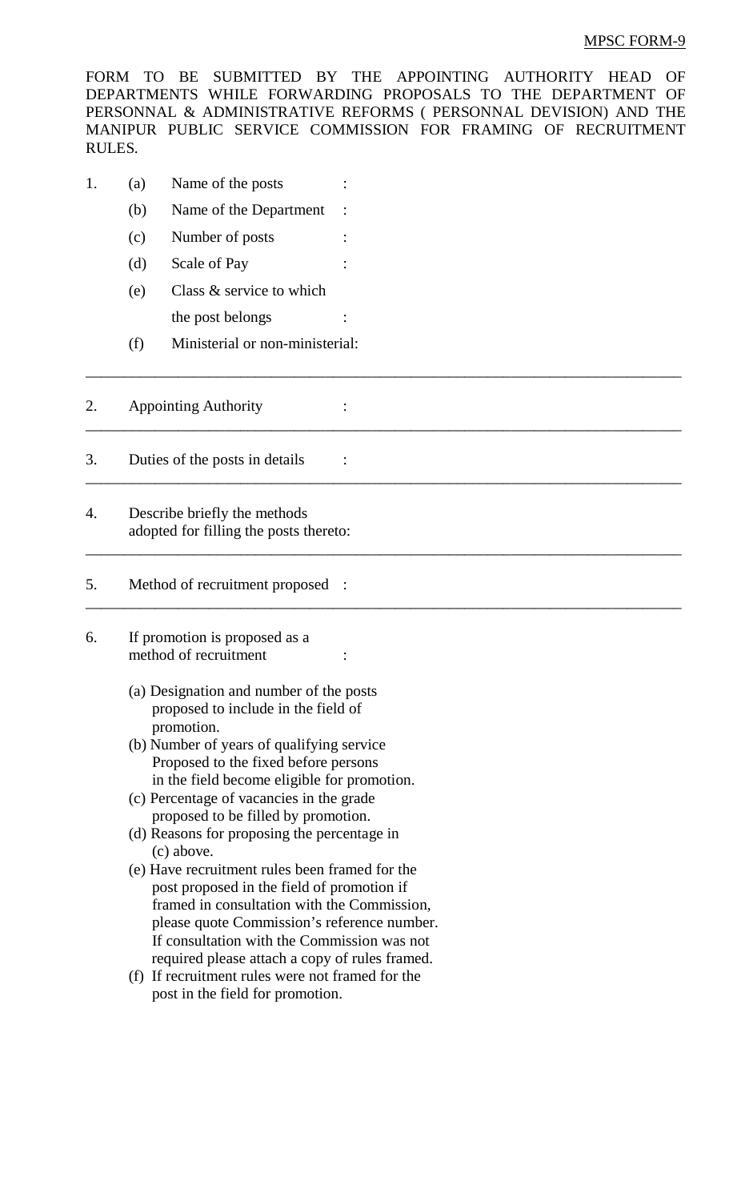MPSC FORM-9

FORM TO BE SUBMITTED BY THE APPOINTING AUTHORITY HEAD OF DEPARTMENTS WHILE FORWARDING PROPOSALS TO THE DEPARTMENT OF PERSONNAL & ADMINISTRATIVE REFORMS ( PERSONNAL DEVISION) AND THE MANIPUR PUBLIC SERVICE COMMISSION FOR FRAMING OF RECRUITMENT RULES.

1. (a) Name of the posts :
   (b) Name of the Department :
   (c) Number of posts :
   (d) Scale of Pay :
   (e) Class & service to which the post belongs :
   (f) Ministerial or non-ministerial:

---

2. Appointing Authority :

---

3. Duties of the posts in details :

---

4. Describe briefly the methods adopted for filling the posts thereto:

---

5. Method of recruitment proposed :

---

6. If promotion is proposed as a method of recruitment :

   (a) Designation and number of the posts proposed to include in the field of promotion.
   (b) Number of years of qualifying service Proposed to the fixed before persons in the field become eligible for promotion.
   (c) Percentage of vacancies in the grade proposed to be filled by promotion.
   (d) Reasons for proposing the percentage in (c) above.
   (e) Have recruitment rules been framed for the post proposed in the field of promotion if framed in consultation with the Commission, please quote Commission's reference number. If consultation with the Commission was not required please attach a copy of rules framed.
   (f) If recruitment rules were not framed for the post in the field for promotion.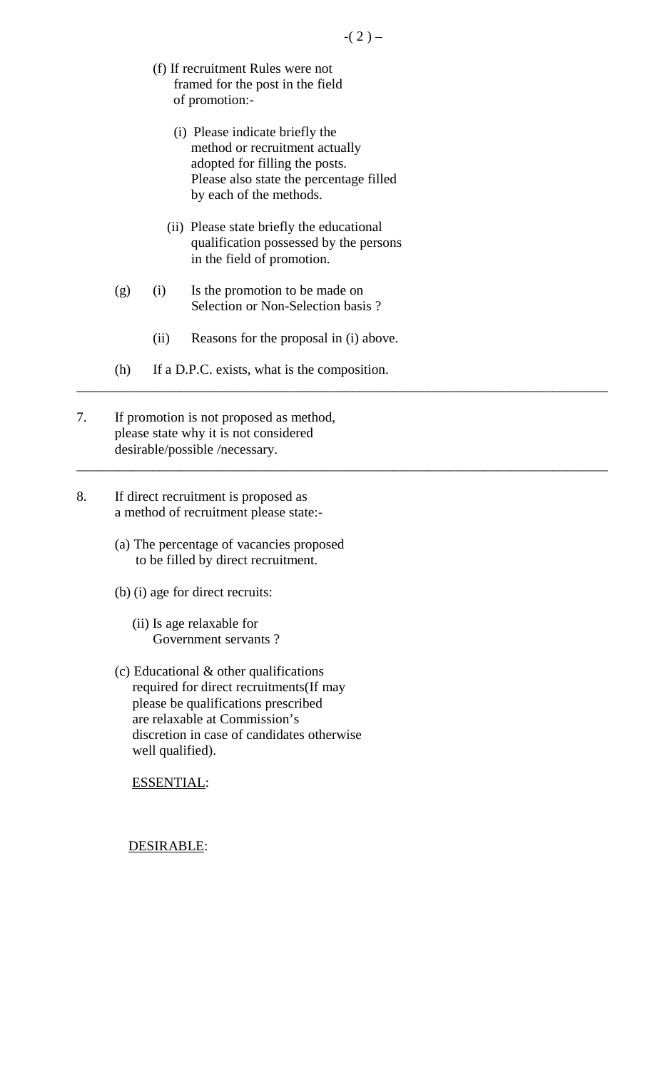(f) If recruitment Rules were not framed for the post in the field of promotion:-

   (i) Please indicate briefly the method or recruitment actually adopted for filling the posts. Please also state the percentage filled by each of the methods.

   (ii) Please state briefly the educational qualification possessed by the persons in the field of promotion.

(g) (i) Is the promotion to be made on Selection or Non-Selection basis ?

   (ii) Reasons for the proposal in (i) above.

(h) If a D.P.C. exists, what is the composition.

---

7. If promotion is not proposed as method, please state why it is not considered desirable/possible /necessary.

---

8. If direct recruitment is proposed as a method of recruitment please state:-

   (a) The percentage of vacancies proposed to be filled by direct recruitment.

   (b) (i) age for direct recruits:

      (ii) Is age relaxable for Government servants ?

   (c) Educational & other qualifications required for direct recruitments(If may please be qualifications prescribed are relaxable at Commission's discretion in case of candidates otherwise well qualified).

      ESSENTIAL:

      DESIRABLE: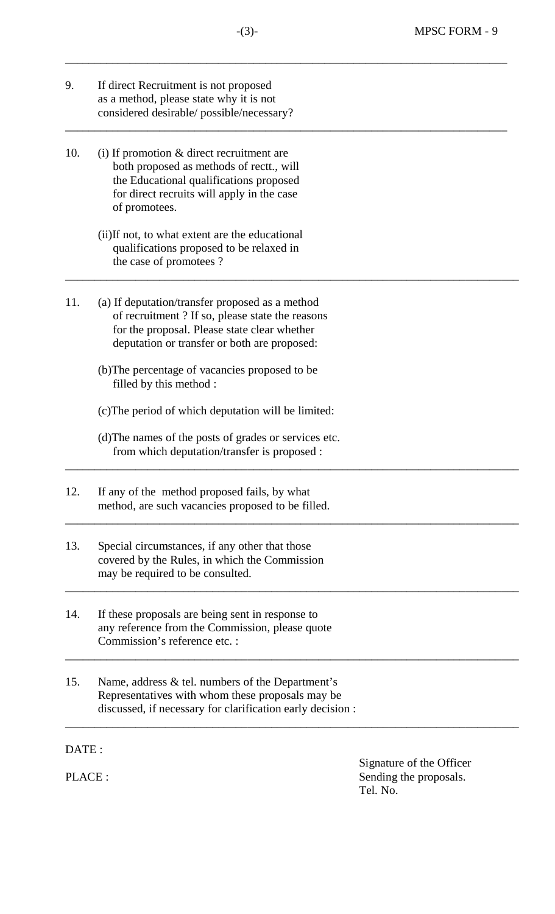9. If direct Recruitment is not proposed as a method, please state why it is not considered desirable/ possible/necessary?

---

10. (i) If promotion & direct recruitment are both proposed as methods of rectt., will the Educational qualifications proposed for direct recruits will apply in the case of promotees.

    (ii)If not, to what extent are the educational qualifications proposed to be relaxed in the case of promotees ?

---

11. (a) If deputation/transfer proposed as a method of recruitment ? If so, please state the reasons for the proposal. Please state clear whether deputation or transfer or both are proposed:

    (b)The percentage of vacancies proposed to be filled by this method :

    (c)The period of which deputation will be limited:

    (d)The names of the posts of grades or services etc. from which deputation/transfer is proposed :

---

12. If any of the method proposed fails, by what method, are such vacancies proposed to be filled.

---

13. Special circumstances, if any other that those covered by the Rules, in which the Commission may be required to be consulted.

---

14. If these proposals are being sent in response to any reference from the Commission, please quote Commission's reference etc. :

---

15. Name, address & tel. numbers of the Department's Representatives with whom these proposals may be discussed, if necessary for clarification early decision :

---

DATE :

PLACE :

Signature of the Officer
Sending the proposals.
Tel. No.